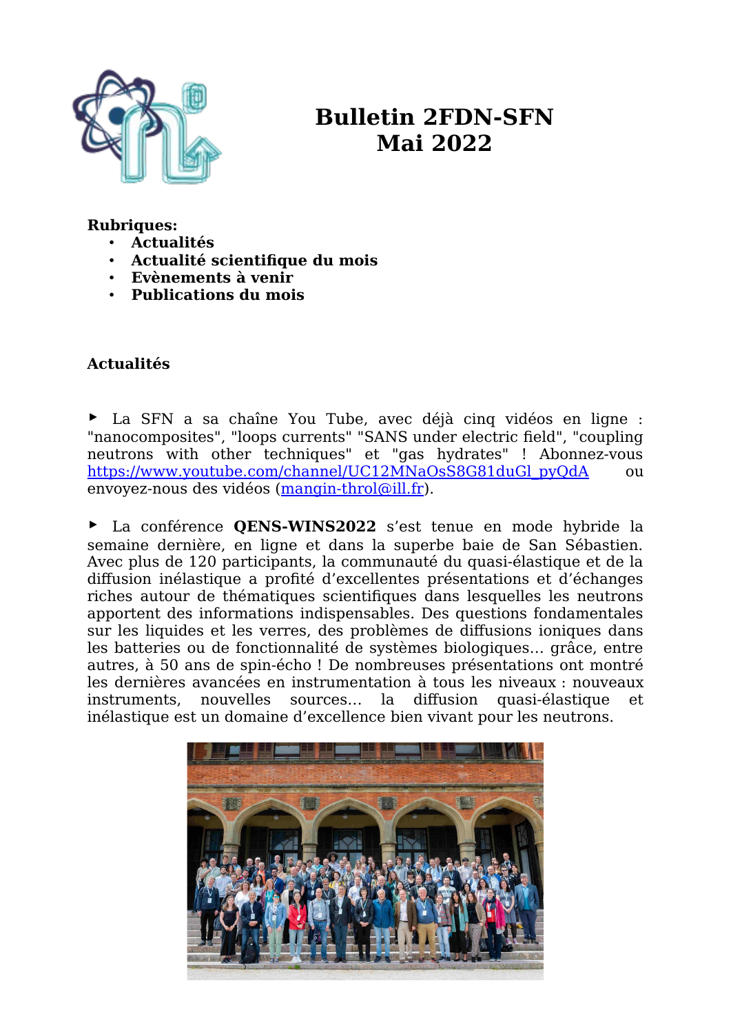# Bulletin 2FDN-SFN
# Mai 2022

**Rubriques:**

- **Actualités**
- **Actualité scientifique du mois**
- **Evènements à venir**
- **Publications du mois**

## Actualités

‣ La SFN a sa chaîne You Tube, avec déjà cinq vidéos en ligne : "nanocomposites", "loops currents" "SANS under electric field", "coupling neutrons with other techniques" et "gas hydrates" ! Abonnez-vous [https://www.youtube.com/channel/UC12MNaOsS8G81duGl_pyQdA](https://www.youtube.com/channel/UC12MNaOsS8G81duGl_pyQdA) ou envoyez-nous des vidéos ([mangin-throl@ill.fr](mailto:mangin-throl@ill.fr)).

‣ La conférence **QENS-WINS2022** s'est tenue en mode hybride la semaine dernière, en ligne et dans la superbe baie de San Sébastien. Avec plus de 120 participants, la communauté du quasi-élastique et de la diffusion inélastique a profité d'excellentes présentations et d'échanges riches autour de thématiques scientifiques dans lesquelles les neutrons apportent des informations indispensables. Des questions fondamentales sur les liquides et les verres, des problèmes de diffusions ioniques dans les batteries ou de fonctionnalité de systèmes biologiques… grâce, entre autres, à 50 ans de spin-écho ! De nombreuses présentations ont montré les dernières avancées en instrumentation à tous les niveaux : nouveaux instruments, nouvelles sources… la diffusion quasi-élastique et inélastique est un domaine d'excellence bien vivant pour les neutrons.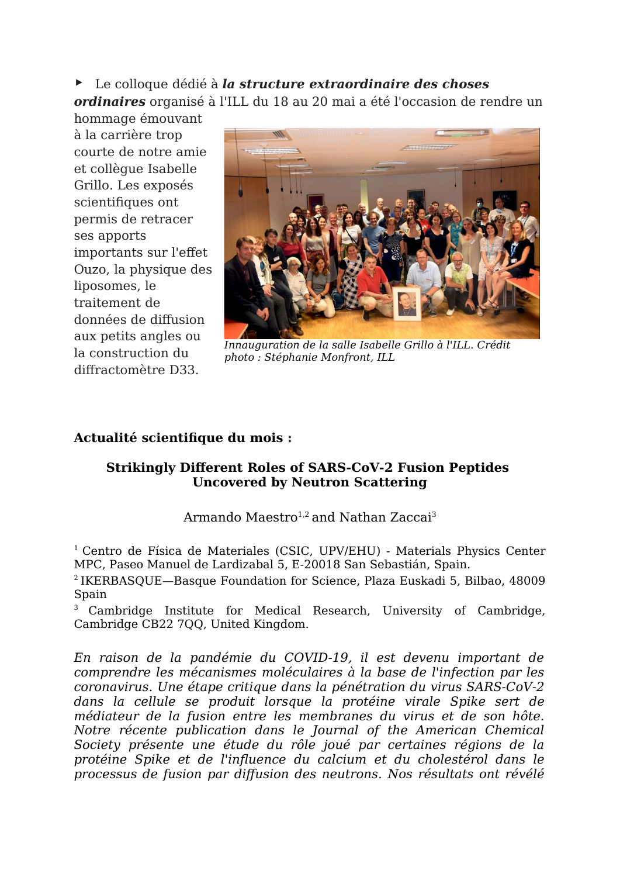▸ Le colloque dédié à ***la structure extraordinaire des choses ordinaires*** organisé à l'ILL du 18 au 20 mai a été l'occasion de rendre un hommage émouvant à la carrière trop courte de notre amie et collègue Isabelle Grillo. Les exposés scientifiques ont permis de retracer ses apports importants sur l'effet Ouzo, la physique des liposomes, le traitement de données de diffusion aux petits angles ou la construction du diffractomètre D33.

*Innauguration de la salle Isabelle Grillo à l'ILL. Crédit photo : Stéphanie Monfront, ILL*

**Actualité scientifique du mois :**

## Strikingly Different Roles of SARS-CoV-2 Fusion Peptides Uncovered by Neutron Scattering

Armando Maestro[1,2] and Nathan Zaccai[3]

[1] Centro de Física de Materiales (CSIC, UPV/EHU) - Materials Physics Center MPC, Paseo Manuel de Lardizabal 5, E-20018 San Sebastián, Spain.

[2] IKERBASQUE—Basque Foundation for Science, Plaza Euskadi 5, Bilbao, 48009 Spain

[3] Cambridge Institute for Medical Research, University of Cambridge, Cambridge CB22 7QQ, United Kingdom.

*En raison de la pandémie du COVID-19, il est devenu important de comprendre les mécanismes moléculaires à la base de l'infection par les coronavirus. Une étape critique dans la pénétration du virus SARS-CoV-2 dans la cellule se produit lorsque la protéine virale Spike sert de médiateur de la fusion entre les membranes du virus et de son hôte. Notre récente publication dans le Journal of the American Chemical Society présente une étude du rôle joué par certaines régions de la protéine Spike et de l'influence du calcium et du cholestérol dans le processus de fusion par diffusion des neutrons. Nos résultats ont révélé*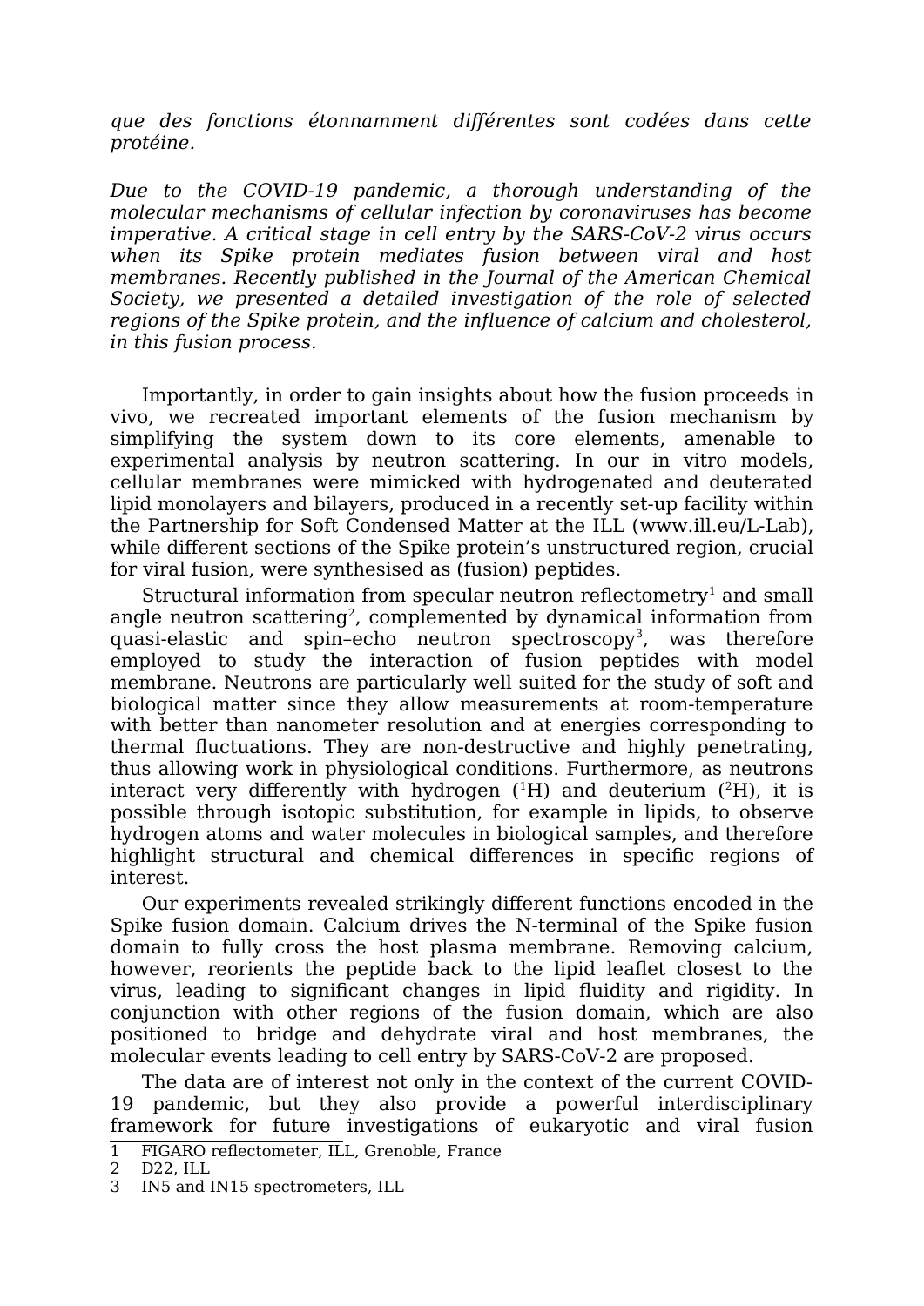*que des fonctions étonnamment différentes sont codées dans cette protéine.*

*Due to the COVID-19 pandemic, a thorough understanding of the molecular mechanisms of cellular infection by coronaviruses has become imperative. A critical stage in cell entry by the SARS-CoV-2 virus occurs when its Spike protein mediates fusion between viral and host membranes. Recently published in the Journal of the American Chemical Society, we presented a detailed investigation of the role of selected regions of the Spike protein, and the influence of calcium and cholesterol, in this fusion process.*

Importantly, in order to gain insights about how the fusion proceeds in vivo, we recreated important elements of the fusion mechanism by simplifying the system down to its core elements, amenable to experimental analysis by neutron scattering. In our in vitro models, cellular membranes were mimicked with hydrogenated and deuterated lipid monolayers and bilayers, produced in a recently set-up facility within the Partnership for Soft Condensed Matter at the ILL (www.ill.eu/L-Lab), while different sections of the Spike protein's unstructured region, crucial for viral fusion, were synthesised as (fusion) peptides.

Structural information from specular neutron reflectometry[1] and small angle neutron scattering[2], complemented by dynamical information from quasi-elastic and spin–echo neutron spectroscopy[3], was therefore employed to study the interaction of fusion peptides with model membrane. Neutrons are particularly well suited for the study of soft and biological matter since they allow measurements at room-temperature with better than nanometer resolution and at energies corresponding to thermal fluctuations. They are non-destructive and highly penetrating, thus allowing work in physiological conditions. Furthermore, as neutrons interact very differently with hydrogen ($^{1}$H) and deuterium ($^{2}$H), it is possible through isotopic substitution, for example in lipids, to observe hydrogen atoms and water molecules in biological samples, and therefore highlight structural and chemical differences in specific regions of interest.

Our experiments revealed strikingly different functions encoded in the Spike fusion domain. Calcium drives the N-terminal of the Spike fusion domain to fully cross the host plasma membrane. Removing calcium, however, reorients the peptide back to the lipid leaflet closest to the virus, leading to significant changes in lipid fluidity and rigidity. In conjunction with other regions of the fusion domain, which are also positioned to bridge and dehydrate viral and host membranes, the molecular events leading to cell entry by SARS-CoV-2 are proposed.

The data are of interest not only in the context of the current COVID-19 pandemic, but they also provide a powerful interdisciplinary framework for future investigations of eukaryotic and viral fusion

1 FIGARO reflectometer, ILL, Grenoble, France
2 D22, ILL
3 IN5 and IN15 spectrometers, ILL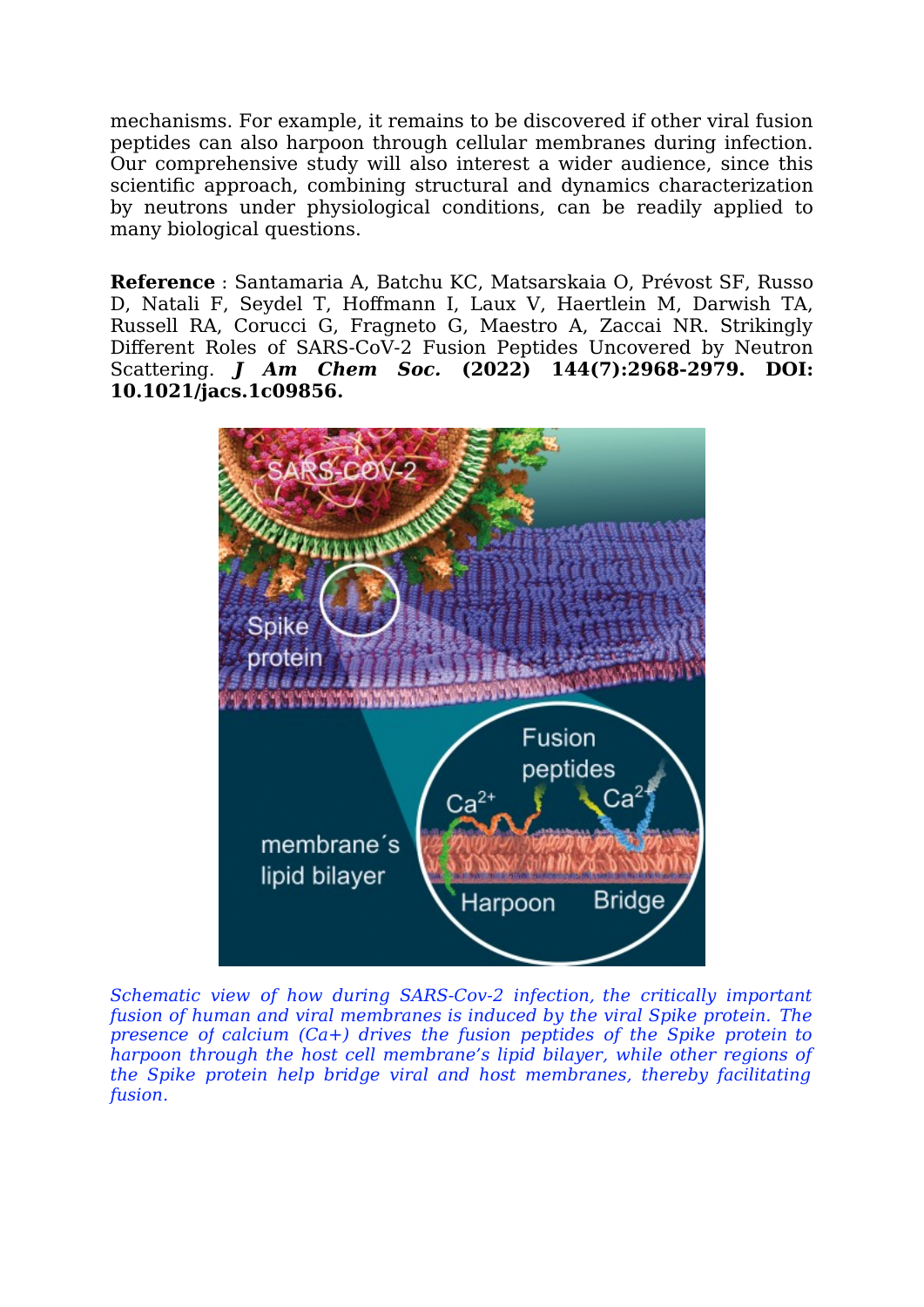mechanisms. For example, it remains to be discovered if other viral fusion peptides can also harpoon through cellular membranes during infection. Our comprehensive study will also interest a wider audience, since this scientific approach, combining structural and dynamics characterization by neutrons under physiological conditions, can be readily applied to many biological questions.

**Reference** : Santamaria A, Batchu KC, Matsarskaia O, Prévost SF, Russo D, Natali F, Seydel T, Hoffmann I, Laux V, Haertlein M, Darwish TA, Russell RA, Corucci G, Fragneto G, Maestro A, Zaccai NR. Strikingly Different Roles of SARS-CoV-2 Fusion Peptides Uncovered by Neutron Scattering. ***J Am Chem Soc.*** **(2022) 144(7):2968-2979. DOI: 10.1021/jacs.1c09856.**

*Schematic view of how during SARS-Cov-2 infection, the critically important fusion of human and viral membranes is induced by the viral Spike protein. The presence of calcium (Ca+) drives the fusion peptides of the Spike protein to harpoon through the host cell membrane's lipid bilayer, while other regions of the Spike protein help bridge viral and host membranes, thereby facilitating fusion.*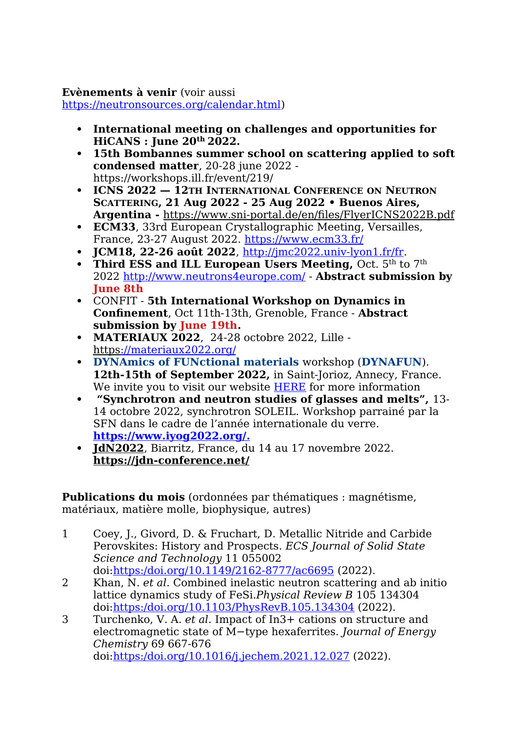**Evènements à venir** (voir aussi https://neutronsources.org/calendar.html)

- **International meeting on challenges and opportunities for HiCANS : June 20th 2022.**
- **15th Bombannes summer school on scattering applied to soft condensed matter**, 20-28 june 2022 - https://workshops.ill.fr/event/219/
- **ICNS 2022 — 12TH INTERNATIONAL CONFERENCE ON NEUTRON SCATTERING, 21 Aug 2022 - 25 Aug 2022 • Buenos Aires, Argentina -** https://www.sni-portal.de/en/files/FlyerICNS2022B.pdf
- **ECM33**, 33rd European Crystallographic Meeting, Versailles, France, 23-27 August 2022. https://www.ecm33.fr/
- **JCM18, 22-26 août 2022**, http://jmc2022.univ-lyon1.fr/fr.
- **Third ESS and ILL European Users Meeting,** Oct. 5th to 7th 2022 http://www.neutrons4europe.com/ - **Abstract submission by June 8th**
- CONFIT - **5th International Workshop on Dynamics in Confinement**, Oct 11th-13th, Grenoble, France - **Abstract submission by June 19th.**
- **MATERIAUX 2022**, 24-28 octobre 2022, Lille - https://materiaux2022.org/
- **DYNAmics of FUNctional materials** workshop (**DYNAFUN**). **12th-15th of September 2022,** in Saint-Jorioz, Annecy, France. We invite you to visit our website HERE for more information
- **"Synchrotron and neutron studies of glasses and melts",** 13-14 octobre 2022, synchrotron SOLEIL. Workshop parrainé par la SFN dans le cadre de l'année internationale du verre. **https://www.iyog2022.org/.**
- **JdN2022**, Biarritz, France, du 14 au 17 novembre 2022. **https://jdn-conference.net/**

**Publications du mois** (ordonnées par thématiques : magnétisme, matériaux, matière molle, biophysique, autres)

1. Coey, J., Givord, D. & Fruchart, D. Metallic Nitride and Carbide Perovskites: History and Prospects. *ECS Journal of Solid State Science and Technology* 11 055002 doi:https://doi.org/10.1149/2162-8777/ac6695 (2022).
2. Khan, N. *et al.* Combined inelastic neutron scattering and ab initio lattice dynamics study of FeSi.*Physical Review B* 105 134304 doi:https://doi.org/10.1103/PhysRevB.105.134304 (2022).
3. Turchenko, V. A. *et al.* Impact of $In^{3+}$ cations on structure and electromagnetic state of M−type hexaferrites. *Journal of Energy Chemistry* 69 667-676 doi:https://doi.org/10.1016/j.jechem.2021.12.027 (2022).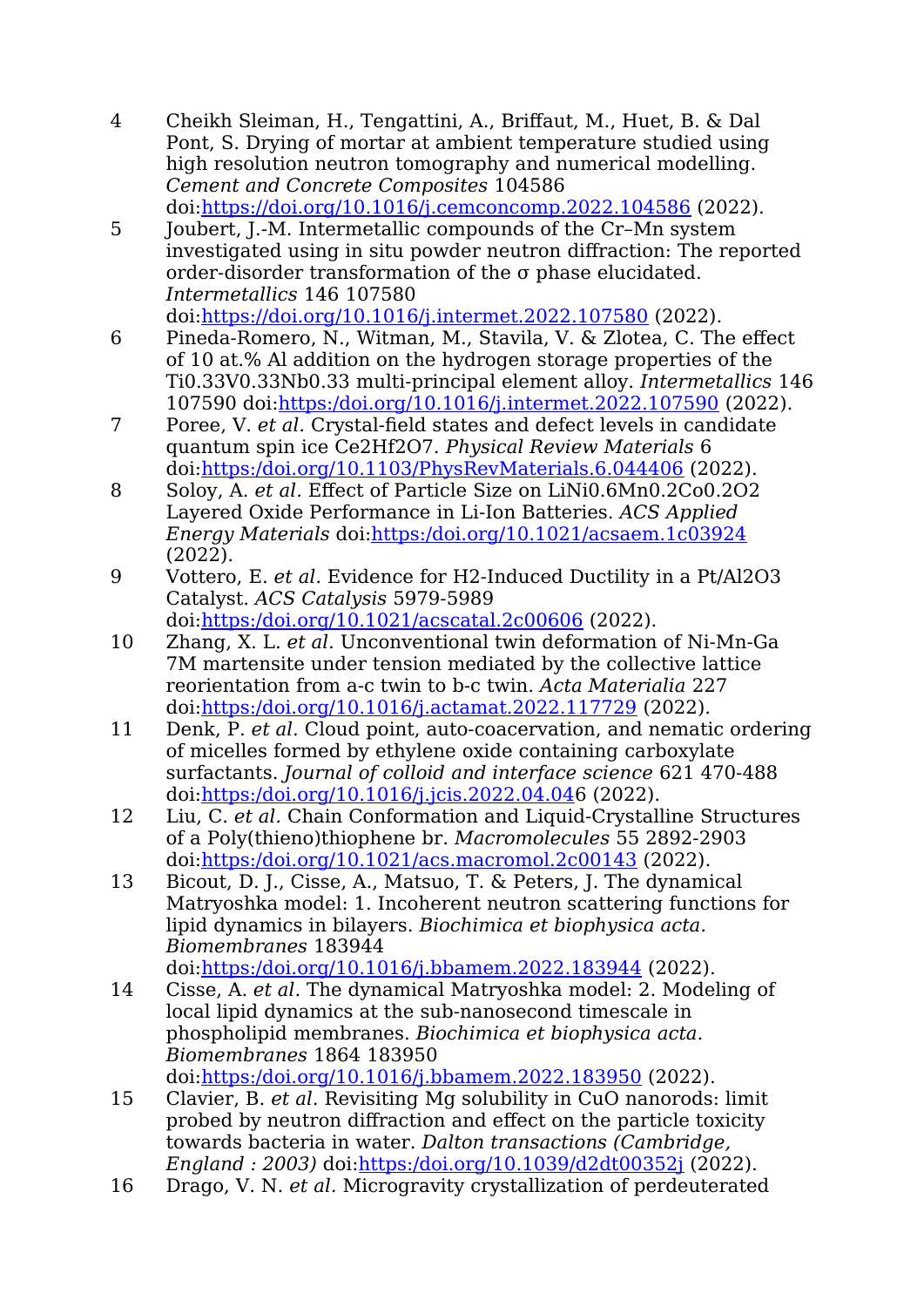4 Cheikh Sleiman, H., Tengattini, A., Briffaut, M., Huet, B. & Dal Pont, S. Drying of mortar at ambient temperature studied using high resolution neutron tomography and numerical modelling. *Cement and Concrete Composites* 104586 doi:https://doi.org/10.1016/j.cemconcomp.2022.104586 (2022).

5 Joubert, J.-M. Intermetallic compounds of the Cr–Mn system investigated using in situ powder neutron diffraction: The reported order-disorder transformation of the σ phase elucidated. *Intermetallics* 146 107580 doi:https://doi.org/10.1016/j.intermet.2022.107580 (2022).

6 Pineda-Romero, N., Witman, M., Stavila, V. & Zlotea, C. The effect of 10 at.% Al addition on the hydrogen storage properties of the Ti0.33V0.33Nb0.33 multi-principal element alloy. *Intermetallics* 146 107590 doi:https:/doi.org/10.1016/j.intermet.2022.107590 (2022).

7 Poree, V. *et al.* Crystal-field states and defect levels in candidate quantum spin ice Ce2Hf2O7. *Physical Review Materials* 6 doi:https:/doi.org/10.1103/PhysRevMaterials.6.044406 (2022).

8 Soloy, A. *et al.* Effect of Particle Size on LiNi0.6Mn0.2Co0.2O2 Layered Oxide Performance in Li-Ion Batteries. *ACS Applied Energy Materials* doi:https:/doi.org/10.1021/acsaem.1c03924 (2022).

9 Vottero, E. *et al.* Evidence for H2-Induced Ductility in a Pt/Al2O3 Catalyst. *ACS Catalysis* 5979-5989 doi:https:/doi.org/10.1021/acscatal.2c00606 (2022).

10 Zhang, X. L. *et al.* Unconventional twin deformation of Ni-Mn-Ga 7M martensite under tension mediated by the collective lattice reorientation from a-c twin to b-c twin. *Acta Materialia* 227 doi:https:/doi.org/10.1016/j.actamat.2022.117729 (2022).

11 Denk, P. *et al.* Cloud point, auto-coacervation, and nematic ordering of micelles formed by ethylene oxide containing carboxylate surfactants. *Journal of colloid and interface science* 621 470-488 doi:https:/doi.org/10.1016/j.jcis.2022.04.046 (2022).

12 Liu, C. *et al.* Chain Conformation and Liquid-Crystalline Structures of a Poly(thieno)thiophene br. *Macromolecules* 55 2892-2903 doi:https:/doi.org/10.1021/acs.macromol.2c00143 (2022).

13 Bicout, D. J., Cisse, A., Matsuo, T. & Peters, J. The dynamical Matryoshka model: 1. Incoherent neutron scattering functions for lipid dynamics in bilayers. *Biochimica et biophysica acta. Biomembranes* 183944 doi:https:/doi.org/10.1016/j.bbamem.2022.183944 (2022).

14 Cisse, A. *et al.* The dynamical Matryoshka model: 2. Modeling of local lipid dynamics at the sub-nanosecond timescale in phospholipid membranes. *Biochimica et biophysica acta. Biomembranes* 1864 183950 doi:https:/doi.org/10.1016/j.bbamem.2022.183950 (2022).

15 Clavier, B. *et al.* Revisiting Mg solubility in CuO nanorods: limit probed by neutron diffraction and effect on the particle toxicity towards bacteria in water. *Dalton transactions (Cambridge, England : 2003)* doi:https:/doi.org/10.1039/d2dt00352j (2022).

16 Drago, V. N. *et al.* Microgravity crystallization of perdeuterated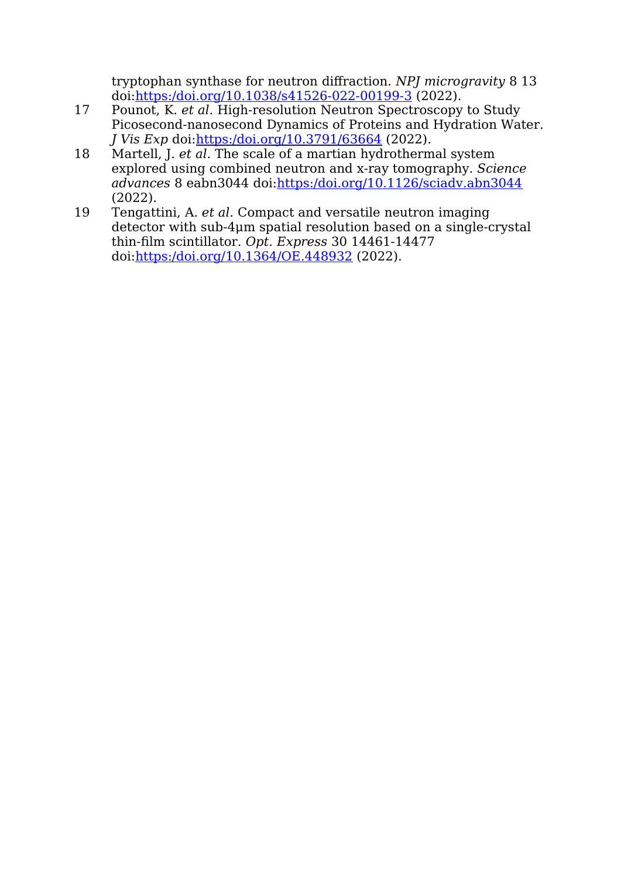tryptophan synthase for neutron diffraction. *NPJ microgravity* 8 13 doi:https:/doi.org/10.1038/s41526-022-00199-3 (2022).

17 Pounot, K. *et al.* High-resolution Neutron Spectroscopy to Study Picosecond-nanosecond Dynamics of Proteins and Hydration Water. *J Vis Exp* doi:https:/doi.org/10.3791/63664 (2022).

18 Martell, J. *et al.* The scale of a martian hydrothermal system explored using combined neutron and x-ray tomography. *Science advances* 8 eabn3044 doi:https:/doi.org/10.1126/sciadv.abn3044 (2022).

19 Tengattini, A. *et al.* Compact and versatile neutron imaging detector with sub-4μm spatial resolution based on a single-crystal thin-film scintillator. *Opt. Express* 30 14461-14477 doi:https:/doi.org/10.1364/OE.448932 (2022).